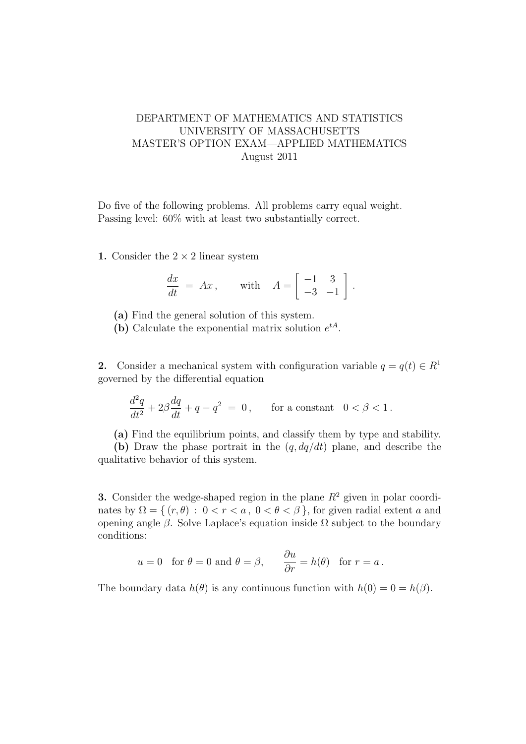DEPARTMENT OF MATHEMATICS AND STATISTICS
UNIVERSITY OF MASSACHUSETTS
MASTER'S OPTION EXAM—APPLIED MATHEMATICS
August 2011

Do five of the following problems. All problems carry equal weight.
Passing level: 60% with at least two substantially correct.

**1.** Consider the $2 \times 2$ linear system

$$\frac{dx}{dt} \; = \; Ax \, , \qquad \text{with} \quad A = \begin{bmatrix} -1 & 3 \\ -3 & -1 \end{bmatrix} .$$

**(a)** Find the general solution of this system.
**(b)** Calculate the exponential matrix solution $e^{tA}$.

**2.** Consider a mechanical system with configuration variable $q = q(t) \in R^1$ governed by the differential equation

$$\frac{d^2q}{dt^2} + 2\beta \frac{dq}{dt} + q - q^2 \; = \; 0 \, , \qquad \text{for a constant} \quad 0 < \beta < 1 \, .$$

**(a)** Find the equilibrium points, and classify them by type and stability.
**(b)** Draw the phase portrait in the $(q, dq/dt)$ plane, and describe the qualitative behavior of this system.

**3.** Consider the wedge-shaped region in the plane $R^2$ given in polar coordinates by $\Omega = \{ (r, \theta) \, : \, 0 < r < a \, , \, 0 < \theta < \beta \}$, for given radial extent $a$ and opening angle $\beta$. Solve Laplace's equation inside $\Omega$ subject to the boundary conditions:

$$u = 0 \quad \text{for } \theta = 0 \text{ and } \theta = \beta, \qquad \frac{\partial u}{\partial r} = h(\theta) \quad \text{for } r = a \, .$$

The boundary data $h(\theta)$ is any continuous function with $h(0) = 0 = h(\beta)$.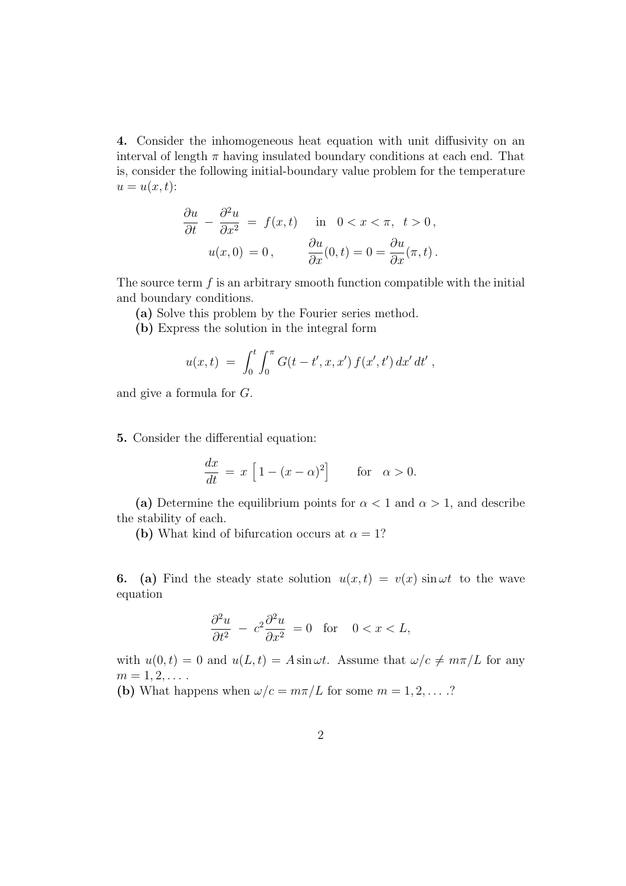**4.** Consider the inhomogeneous heat equation with unit diffusivity on an interval of length $\pi$ having insulated boundary conditions at each end. That is, consider the following initial-boundary value problem for the temperature $u = u(x,t)$:

$$\frac{\partial u}{\partial t} - \frac{\partial^2 u}{\partial x^2} = f(x,t) \quad \text{in} \quad 0 < x < \pi, \ \ t > 0,$$

$$u(x,0) = 0, \qquad \frac{\partial u}{\partial x}(0,t) = 0 = \frac{\partial u}{\partial x}(\pi,t).$$

The source term $f$ is an arbitrary smooth function compatible with the initial and boundary conditions.

**(a)** Solve this problem by the Fourier series method.

**(b)** Express the solution in the integral form

$$u(x,t) = \int_0^t \int_0^\pi G(t-t', x, x') \, f(x',t') \, dx' \, dt',$$

and give a formula for $G$.

**5.** Consider the differential equation:

$$\frac{dx}{dt} = x\left[1 - (x-\alpha)^2\right] \qquad \text{for} \quad \alpha > 0.$$

**(a)** Determine the equilibrium points for $\alpha < 1$ and $\alpha > 1$, and describe the stability of each.

**(b)** What kind of bifurcation occurs at $\alpha = 1$?

**6. (a)** Find the steady state solution $u(x,t) = v(x)\sin\omega t$ to the wave equation

$$\frac{\partial^2 u}{\partial t^2} - c^2 \frac{\partial^2 u}{\partial x^2} = 0 \quad \text{for} \quad 0 < x < L,$$

with $u(0,t) = 0$ and $u(L,t) = A\sin\omega t$. Assume that $\omega/c \neq m\pi/L$ for any $m = 1, 2, \ldots$.

**(b)** What happens when $\omega/c = m\pi/L$ for some $m = 1, 2, \ldots$.?